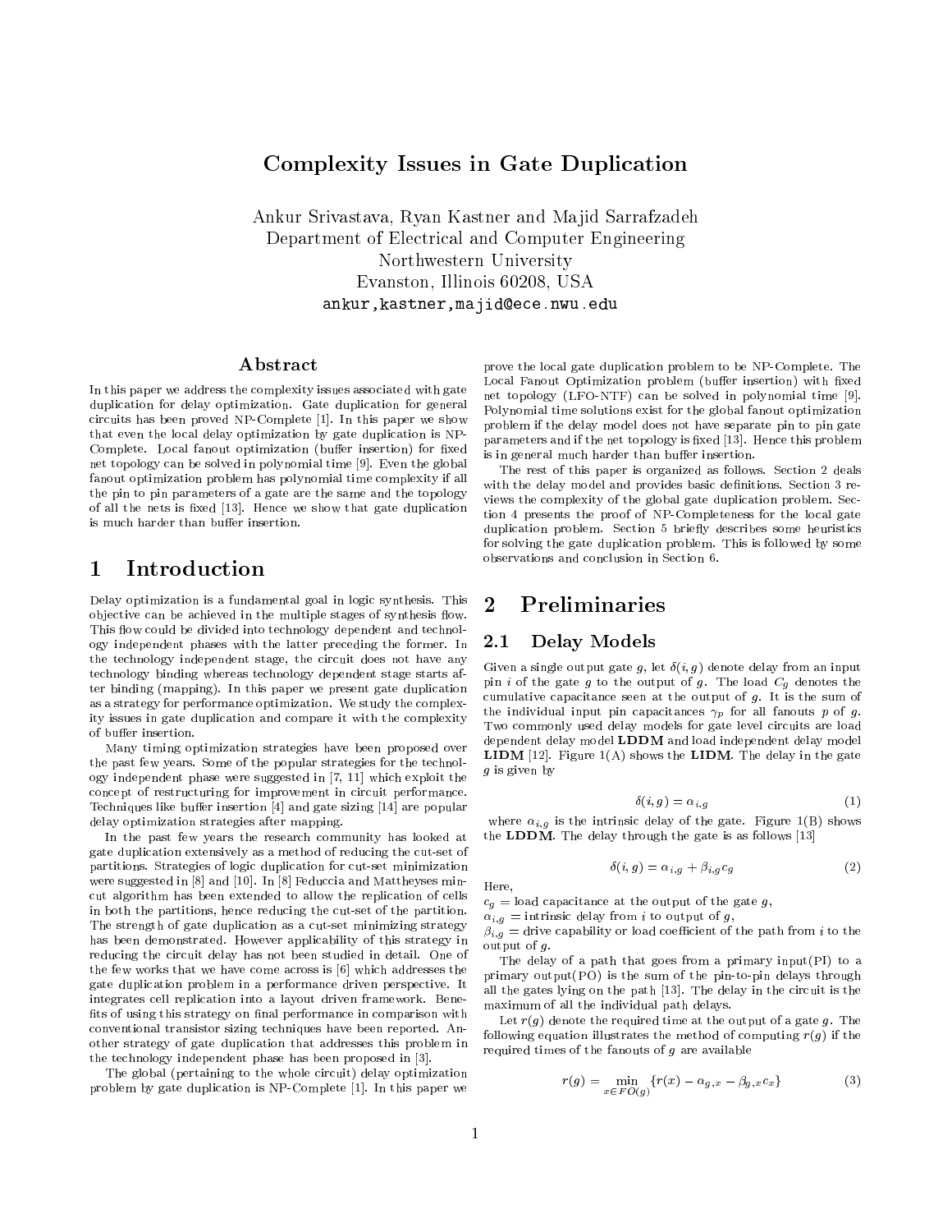# Complexity Issues in Gate Duplication

Ankur Srivastava, Ryan Kastner and Majid Sarrafzadeh
Department of Electrical and Computer Engineering
Northwestern University
Evanston, Illinois 60208, USA
ankur,kastner,majid@ece.nwu.edu

## Abstract

In this paper we address the complexity issues associated with gate duplication for delay optimization. Gate duplication for general circuits has been proved NP-Complete [1]. In this paper we show that even the local delay optimization by gate duplication is NP-Complete. Local fanout optimization (buffer insertion) for fixed net topology can be solved in polynomial time [9]. Even the global fanout optimization problem has polynomial time complexity if all the pin to pin parameters of a gate are the same and the topology of all the nets is fixed [13]. Hence we show that gate duplication is much harder than buffer insertion.

## 1 Introduction

Delay optimization is a fundamental goal in logic synthesis. This objective can be achieved in the multiple stages of synthesis flow. This flow could be divided into technology dependent and technology independent phases with the latter preceding the former. In the technology independent stage, the circuit does not have any technology binding whereas technology dependent stage starts after binding (mapping). In this paper we present gate duplication as a strategy for performance optimization. We study the complexity issues in gate duplication and compare it with the complexity of buffer insertion.

Many timing optimization strategies have been proposed over the past few years. Some of the popular strategies for the technology independent phase were suggested in [7, 11] which exploit the concept of restructuring for improvement in circuit performance. Techniques like buffer insertion [4] and gate sizing [14] are popular delay optimization strategies after mapping.

In the past few years the research community has looked at gate duplication extensively as a method of reducing the cut-set of partitions. Strategies of logic duplication for cut-set minimization were suggested in [8] and [10]. In [8] Feduccia and Mattheyses mincut algorithm has been extended to allow the replication of cells in both the partitions, hence reducing the cut-set of the partition. The strength of gate duplication as a cut-set minimizing strategy has been demonstrated. However applicability of this strategy in reducing the circuit delay has not been studied in detail. One of the few works that we have come across is [6] which addresses the gate duplication problem in a performance driven perspective. It integrates cell replication into a layout driven framework. Benefits of using this strategy on final performance in comparison with conventional transistor sizing techniques have been reported. Another strategy of gate duplication that addresses this problem in the technology independent phase has been proposed in [3].

The global (pertaining to the whole circuit) delay optimization problem by gate duplication is NP-Complete [1]. In this paper we prove the local gate duplication problem to be NP-Complete. The Local Fanout Optimization problem (buffer insertion) with fixed net topology (LFO-NTF) can be solved in polynomial time [9]. Polynomial time solutions exist for the global fanout optimization problem if the delay model does not have separate pin to pin gate parameters and if the net topology is fixed [13]. Hence this problem is in general much harder than buffer insertion.

The rest of this paper is organized as follows. Section 2 deals with the delay model and provides basic definitions. Section 3 reviews the complexity of the global gate duplication problem. Section 4 presents the proof of NP-Completeness for the local gate duplication problem. Section 5 briefly describes some heuristics for solving the gate duplication problem. This is followed by some observations and conclusion in Section 6.

## 2 Preliminaries

### 2.1 Delay Models

Given a single output gate $g$, let $\delta(i, g)$ denote delay from an input pin $i$ of the gate $g$ to the output of $g$. The load $C_g$ denotes the cumulative capacitance seen at the output of $g$. It is the sum of the individual input pin capacitances $\gamma_p$ for all fanouts $p$ of $g$. Two commonly used delay models for gate level circuits are load dependent delay model **LDDM** and load independent delay model **LIDM** [12]. Figure 1(A) shows the **LIDM**. The delay in the gate $g$ is given by

$$\delta(i, g) = \alpha_{i,g} \tag{1}$$

where $\alpha_{i,g}$ is the intrinsic delay of the gate. Figure 1(B) shows the **LDDM**. The delay through the gate is as follows [13]

$$\delta(i, g) = \alpha_{i,g} + \beta_{i,g} c_g \tag{2}$$

Here,
$c_g$ = load capacitance at the output of the gate $g$,
$\alpha_{i,g}$ = intrinsic delay from $i$ to output of $g$,
$\beta_{i,g}$ = drive capability or load coefficient of the path from $i$ to the output of $g$.

The delay of a path that goes from a primary input(PI) to a primary output(PO) is the sum of the pin-to-pin delays through all the gates lying on the path [13]. The delay in the circuit is the maximum of all the individual path delays.

Let $r(g)$ denote the required time at the output of a gate $g$. The following equation illustrates the method of computing $r(g)$ if the required times of the fanouts of $g$ are available

$$r(g) = \min_{x \in FO(g)} \{r(x) - \alpha_{g,x} - \beta_{g,x} c_x\} \tag{3}$$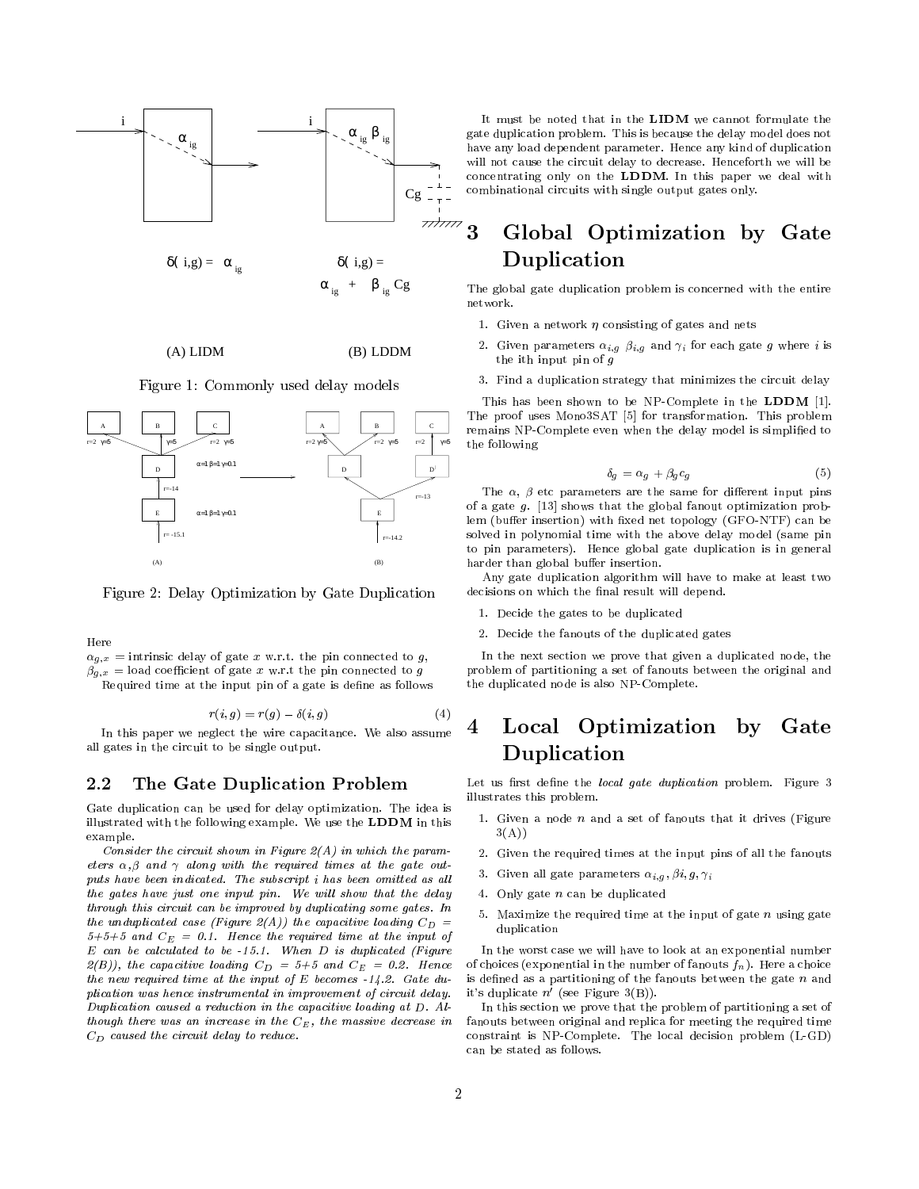Figure 1: Commonly used delay models

Figure 2: Delay Optimization by Gate Duplication

Here
$\alpha_{g,x}$ = intrinsic delay of gate $x$ w.r.t. the pin connected to $g$,
$\beta_{g,x}$ = load coefficient of gate $x$ w.r.t the pin connected to $g$

Required time at the input pin of a gate is define as follows

$$r(i,g) = r(g) - \delta(i,g) \tag{4}$$

In this paper we neglect the wire capacitance. We also assume all gates in the circuit to be single output.

## 2.2 The Gate Duplication Problem

Gate duplication can be used for delay optimization. The idea is illustrated with the following example. We use the **LDDM** in this example.

*Consider the circuit shown in Figure 2(A) in which the parameters $\alpha$, $\beta$ and $\gamma$ along with the required times at the gate outputs have been indicated. The subscript $i$ has been omitted as all the gates have just one input pin. We will show that the delay through this circuit can be improved by duplicating some gates. In the unduplicated case (Figure 2(A)) the capacitive loading $C_D$ = 5+5+5 and $C_E$ = 0.1. Hence the required time at the input of $E$ can be calculated to be -15.1. When $D$ is duplicated (Figure 2(B)), the capacitive loading $C_D$ = 5+5 and $C_E$ = 0.2. Hence the new required time at the input of $E$ becomes -14.2. Gate duplication was hence instrumental in improvement of circuit delay. Duplication caused a reduction in the capacitive loading at $D$. Although there was an increase in the $C_E$, the massive decrease in $C_D$ caused the circuit delay to reduce.*

It must be noted that in the **LIDM** we cannot formulate the gate duplication problem. This is because the delay model does not have any load dependent parameter. Hence any kind of duplication will not cause the circuit delay to decrease. Henceforth we will be concentrating only on the **LDDM**. In this paper we deal with combinational circuits with single output gates only.

# 3 Global Optimization by Gate Duplication

The global gate duplication problem is concerned with the entire network.

1. Given a network $\eta$ consisting of gates and nets
2. Given parameters $\alpha_{i,g}$ $\beta_{i,g}$ and $\gamma_i$ for each gate $g$ where $i$ is the ith input pin of $g$
3. Find a duplication strategy that minimizes the circuit delay

This has been shown to be NP-Complete in the **LDDM** [1]. The proof uses Mono3SAT [5] for transformation. This problem remains NP-Complete even when the delay model is simplified to the following

$$\delta_g = \alpha_g + \beta_g c_g \tag{5}$$

The $\alpha$, $\beta$ etc parameters are the same for different input pins of a gate $g$. [13] shows that the global fanout optimization problem (buffer insertion) with fixed net topology (GFO-NTF) can be solved in polynomial time with the above delay model (same pin to pin parameters). Hence global gate duplication is in general harder than global buffer insertion.

Any gate duplication algorithm will have to make at least two decisions on which the final result will depend.

1. Decide the gates to be duplicated
2. Decide the fanouts of the duplicated gates

In the next section we prove that given a duplicated node, the problem of partitioning a set of fanouts between the original and the duplicated node is also NP-Complete.

# 4 Local Optimization by Gate Duplication

Let us first define the *local gate duplication* problem. Figure 3 illustrates this problem.

1. Given a node $n$ and a set of fanouts that it drives (Figure 3(A))
2. Given the required times at the input pins of all the fanouts
3. Given all gate parameters $\alpha_{i,g}, \beta i, g, \gamma_i$
4. Only gate $n$ can be duplicated
5. Maximize the required time at the input of gate $n$ using gate duplication

In the worst case we will have to look at an exponential number of choices (exponential in the number of fanouts $f_n$). Here a choice is defined as a partitioning of the fanouts between the gate $n$ and it's duplicate $n'$ (see Figure 3(B)).

In this section we prove that the problem of partitioning a set of fanouts between original and replica for meeting the required time constraint is NP-Complete. The local decision problem (L-GD) can be stated as follows.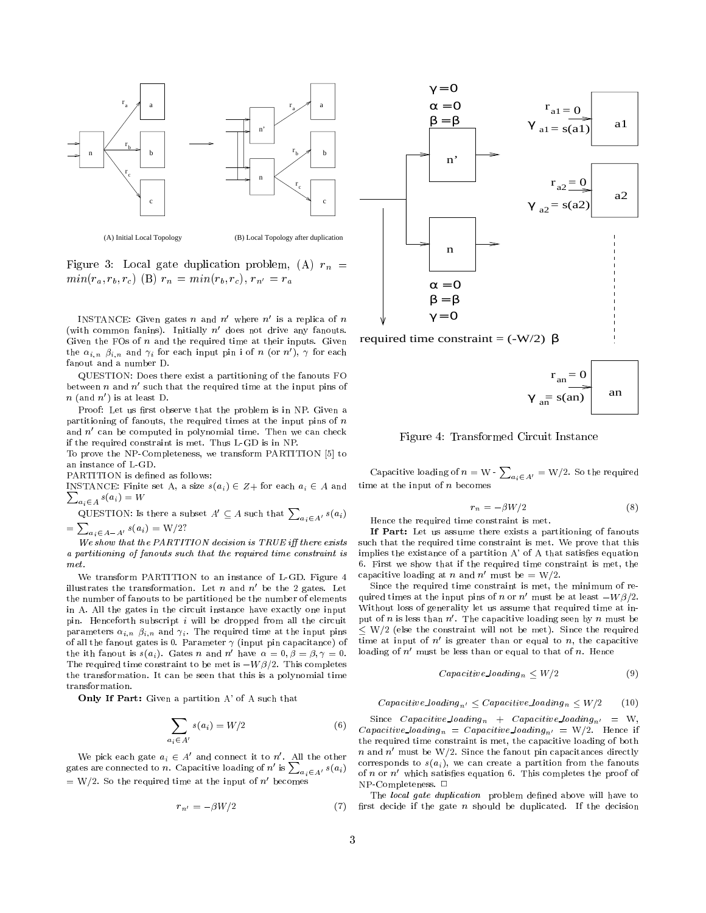Figure 3: Local gate duplication problem, (A) $r_n = min(r_a, r_b, r_c)$ (B) $r_n = min(r_b, r_c)$, $r_{n'} = r_a$

INSTANCE: Given gates $n$ and $n'$ where $n'$ is a replica of $n$ (with common fanins). Initially $n'$ does not drive any fanouts. Given the FOs of $n$ and the required time at their inputs. Given the $\alpha_{i,n}$ $\beta_{i,n}$ and $\gamma_i$ for each input pin i of $n$ (or $n'$), $\gamma$ for each fanout and a number D.

QUESTION: Does there exist a partitioning of the fanouts FO between $n$ and $n'$ such that the required time at the input pins of $n$ (and $n'$) is at least D.

Proof: Let us first observe that the problem is in NP. Given a partitioning of fanouts, the required times at the input pins of $n$ and $n'$ can be computed in polynomial time. Then we can check if the required constraint is met. Thus L-GD is in NP.

To prove the NP-Completeness, we transform PARTITION [5] to an instance of L-GD.

PARTITION is defined as follows:

INSTANCE: Finite set A, a size $s(a_i) \in Z+$ for each $a_i \in A$ and $\sum_{a_i \in A} s(a_i) = W$

QUESTION: Is there a subset $A' \subseteq A$ such that $\sum_{a_i \in A'} s(a_i) = \sum_{a_i \in A - A'} s(a_i) = W/2$?

*We show that the PARTITION decision is TRUE iff there exists a partitioning of fanouts such that the required time constraint is met.*

We transform PARTITION to an instance of L-GD. Figure 4 illustrates the transformation. Let $n$ and $n'$ be the 2 gates. Let the number of fanouts to be partitioned be the number of elements in A. All the gates in the circuit instance have exactly one input pin. Henceforth subscript $i$ will be dropped from all the circuit parameters $\alpha_{i,n}$ $\beta_{i,n}$ and $\gamma_i$. The required time at the input pins of all the fanout gates is 0. Parameter $\gamma$ (input pin capacitance) of the ith fanout is $s(a_i)$. Gates $n$ and $n'$ have $\alpha = 0, \beta = \beta, \gamma = 0$. The required time constraint to be met is $-W\beta/2$. This completes the transformation. It can be seen that this is a polynomial time transformation.

**Only If Part:** Given a partition A' of A such that

$$\sum_{a_i \in A'} s(a_i) = W/2 \tag{6}$$

We pick each gate $a_i \in A'$ and connect it to $n'$. All the other gates are connected to $n$. Capacitive loading of $n'$ is $\sum_{a_i \in A'} s(a_i)$ = W/2. So the required time at the input of $n'$ becomes

$$r_{n'} = -\beta W/2 \tag{7}$$

Figure 4: Transformed Circuit Instance

Capacitive loading of $n$ = W - $\sum_{a_i \in A'}$ = W/2. So the required time at the input of $n$ becomes

$$r_n = -\beta W/2 \tag{8}$$

Hence the required time constraint is met.

**If Part:** Let us assume there exists a partitioning of fanouts such that the required time constraint is met. We prove that this implies the existance of a partition A' of A that satisfies equation 6. First we show that if the required time constraint is met, the capacitive loading at $n$ and $n'$ must be = W/2.

Since the required time constraint is met, the minimum of required times at the input pins of $n$ or $n'$ must be at least $-W\beta/2$. Without loss of generality let us assume that required time at input of $n$ is less than $n'$. The capacitive loading seen by $n$ must be $\leq$ W/2 (else the constraint will not be met). Since the required time at input of $n'$ is greater than or equal to $n$, the capacitive loading of $n'$ must be less than or equal to that of $n$. Hence

$$Capacitive\_loading_n \leq W/2 \tag{9}$$

$$Capacitive\_loading_{n'} \leq Capacitive\_loading_n \leq W/2 \tag{10}$$

Since $Capacitive\_loading_n + Capacitive\_loading_{n'}$ = W, $Capacitive\_loading_n = Capacitive\_loading_{n'}$ = W/2. Hence if the required time constraint is met, the capacitive loading of both $n$ and $n'$ must be W/2. Since the fanout pin capacitances directly corresponds to $s(a_i)$, we can create a partition from the fanouts of $n$ or $n'$ which satisfies equation 6. This completes the proof of NP-Completeness. □

The *local gate duplication* problem defined above will have to first decide if the gate $n$ should be duplicated. If the decision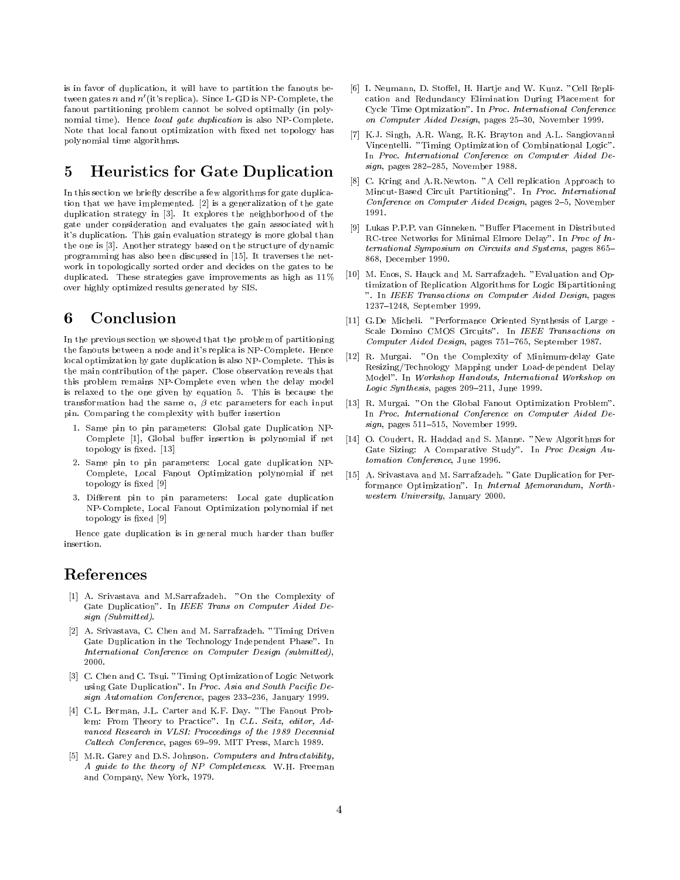is in favor of duplication, it will have to partition the fanouts between gates $n$ and $n'$ (it's replica). Since L-GD is NP-Complete, the fanout partitioning problem cannot be solved optimally (in polynomial time). Hence *local gate duplication* is also NP-Complete. Note that local fanout optimization with fixed net topology has polynomial time algorithms.

## 5 Heuristics for Gate Duplication

In this section we briefly describe a few algorithms for gate duplication that we have implemented. [2] is a generalization of the gate duplication strategy in [3]. It explores the neighborhood of the gate under consideration and evaluates the gain associated with it's duplication. This gain evaluation strategy is more global than the one is [3]. Another strategy based on the structure of dynamic programming has also been discussed in [15]. It traverses the network in topologically sorted order and decides on the gates to be duplicated. These strategies gave improvements as high as 11% over highly optimized results generated by SIS.

## 6 Conclusion

In the previous section we showed that the problem of partitioning the fanouts between a node and it's replica is NP-Complete. Hence local optimization by gate duplication is also NP-Complete. This is the main contribution of the paper. Close observation reveals that this problem remains NP-Complete even when the delay model is relaxed to the one given by equation 5. This is because the transformation had the same $\alpha$, $\beta$ etc parameters for each input pin. Comparing the complexity with buffer insertion

1. Same pin to pin parameters: Global gate Duplication NP-Complete [1], Global buffer insertion is polynomial if net topology is fixed. [13]
2. Same pin to pin parameters: Local gate duplication NP-Complete, Local Fanout Optimization polynomial if net topology is fixed [9]
3. Different pin to pin parameters: Local gate duplication NP-Complete, Local Fanout Optimization polynomial if net topology is fixed [9]

Hence gate duplication is in general much harder than buffer insertion.

## References

[1] A. Srivastava and M.Sarrafzadeh. "On the Complexity of Gate Duplication". In *IEEE Trans on Computer Aided Design (Submitted)*.

[2] A. Srivastava, C. Chen and M. Sarrafzadeh. "Timing Driven Gate Duplication in the Technology Independent Phase". In *International Conference on Computer Design (submitted)*, 2000.

[3] C. Chen and C. Tsui. "Timing Optimization of Logic Network using Gate Duplication". In *Proc. Asia and South Pacific Design Automation Conference*, pages 233–236, January 1999.

[4] C.L. Berman, J.L. Carter and K.F. Day. "The Fanout Problem: From Theory to Practice". In *C.L. Seitz, editor, Advanced Research in VLSI: Proceedings of the 1989 Decennial Caltech Conference*, pages 69–99. MIT Press, March 1989.

[5] M.R. Garey and D.S. Johnson. *Computers and Intractability, A guide to the theory of NP Completeness*. W.H. Freeman and Company, New York, 1979.

[6] I. Neumann, D. Stoffel, H. Hartje and W. Kunz. "Cell Replication and Redundancy Elimination During Placement for Cycle Time Optmization". In *Proc. International Conference on Computer Aided Design*, pages 25–30, November 1999.

[7] K.J. Singh, A.R. Wang, R.K. Brayton and A.L. Sangiovanni Vincentelli. "Timing Optimization of Combinational Logic". In *Proc. International Conference on Computer Aided Design*, pages 282–285, November 1988.

[8] C. Kring and A.R.Newton. "A Cell replication Approach to Mincut-Based Circuit Partitioning". In *Proc. International Conference on Computer Aided Design*, pages 2–5, November 1991.

[9] Lukas P.P.P. van Ginneken. "Buffer Placement in Distributed RC-tree Networks for Minimal Elmore Delay". In *Proc of International Symposium on Circuits and Systems*, pages 865–868, December 1990.

[10] M. Enos, S. Hauck and M. Sarrafzadeh. "Evaluation and Optimization of Replication Algorithms for Logic Bipartitioning ". In *IEEE Transactions on Computer Aided Design*, pages 1237–1248, September 1999.

[11] G.De Micheli. "Performance Oriented Synthesis of Large - Scale Domino CMOS Circuits". In *IEEE Transactions on Computer Aided Design*, pages 751–765, September 1987.

[12] R. Murgai. "On the Complexity of Minimum-delay Gate Resizing/Technology Mapping under Load-dependent Delay Model". In *Workshop Handouts, International Workshop on Logic Synthesis*, pages 209–211, June 1999.

[13] R. Murgai. "On the Global Fanout Optimization Problem". In *Proc. International Conference on Computer Aided Design*, pages 511–515, November 1999.

[14] O. Coudert, R. Haddad and S. Manne. "New Algorithms for Gate Sizing: A Comparative Study". In *Proc Design Automation Conference*, June 1996.

[15] A. Srivastava and M. Sarrafzadeh. "Gate Duplication for Performance Optimization". In *Internal Memorandum, Northwestern University*, January 2000.